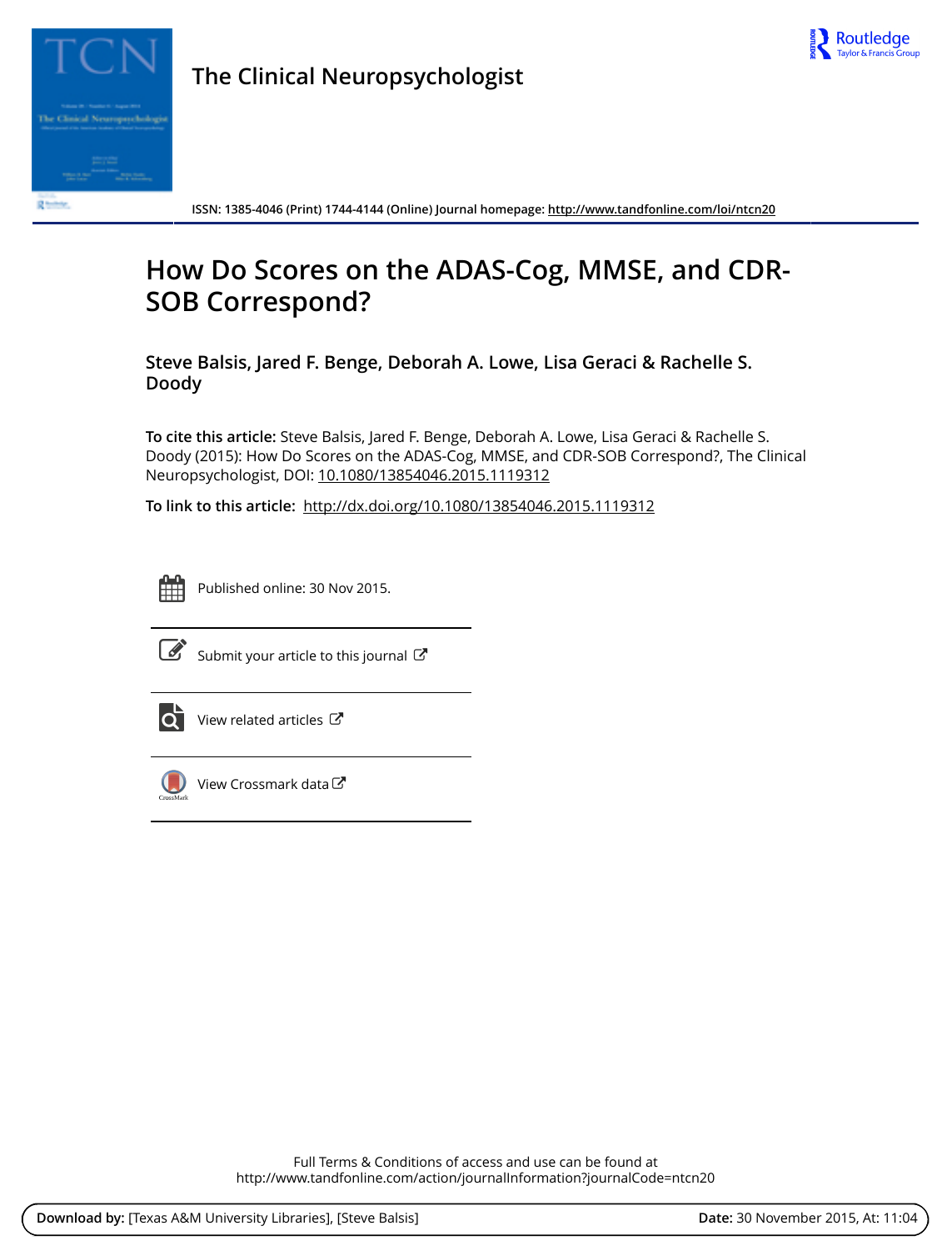The Clinical Neuropsychologist

ISSN: 1385-4046 (Print) 1744-4144 (Online) Journal homepage: http://www.tandfonline.com/loi/ntcn20

# How Do Scores on the ADAS-Cog, MMSE, and CDR-SOB Correspond?

**Steve Balsis, Jared F. Benge, Deborah A. Lowe, Lisa Geraci & Rachelle S. Doody**

**To cite this article:** Steve Balsis, Jared F. Benge, Deborah A. Lowe, Lisa Geraci & Rachelle S. Doody (2015): How Do Scores on the ADAS-Cog, MMSE, and CDR-SOB Correspond?, The Clinical Neuropsychologist, DOI: 10.1080/13854046.2015.1119312

**To link to this article:** http://dx.doi.org/10.1080/13854046.2015.1119312

Published online: 30 Nov 2015.

Submit your article to this journal

View related articles

View Crossmark data

Full Terms & Conditions of access and use can be found at
http://www.tandfonline.com/action/journalInformation?journalCode=ntcn20

**Download by:** [Texas A&M University Libraries], [Steve Balsis] **Date:** 30 November 2015, At: 11:04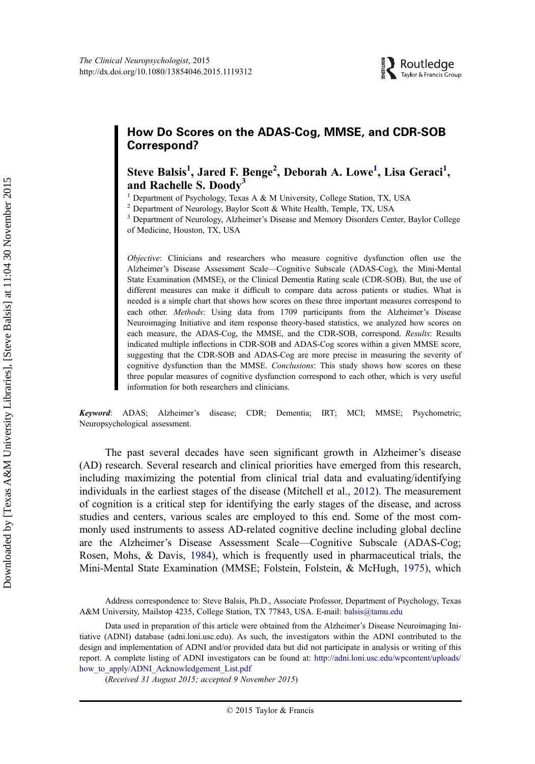*The Clinical Neuropsychologist*, 2015
http://dx.doi.org/10.1080/13854046.2015.1119312

# How Do Scores on the ADAS-Cog, MMSE, and CDR-SOB Correspond?

**Steve Balsis[1], Jared F. Benge[2], Deborah A. Lowe[1], Lisa Geraci[1], and Rachelle S. Doody[3]**

[1] Department of Psychology, Texas A & M University, College Station, TX, USA
[2] Department of Neurology, Baylor Scott & White Health, Temple, TX, USA
[3] Department of Neurology, Alzheimer's Disease and Memory Disorders Center, Baylor College of Medicine, Houston, TX, USA

*Objective*: Clinicians and researchers who measure cognitive dysfunction often use the Alzheimer's Disease Assessment Scale—Cognitive Subscale (ADAS-Cog), the Mini-Mental State Examination (MMSE), or the Clinical Dementia Rating scale (CDR-SOB). But, the use of different measures can make it difficult to compare data across patients or studies. What is needed is a simple chart that shows how scores on these three important measures correspond to each other. *Methods*: Using data from 1709 participants from the Alzheimer's Disease Neuroimaging Initiative and item response theory-based statistics, we analyzed how scores on each measure, the ADAS-Cog, the MMSE, and the CDR-SOB, correspond. *Results*: Results indicated multiple inflections in CDR-SOB and ADAS-Cog scores within a given MMSE score, suggesting that the CDR-SOB and ADAS-Cog are more precise in measuring the severity of cognitive dysfunction than the MMSE. *Conclusions*: This study shows how scores on these three popular measures of cognitive dysfunction correspond to each other, which is very useful information for both researchers and clinicians.

***Keyword***: ADAS; Alzheimer's disease; CDR; Dementia; IRT; MCI; MMSE; Psychometric; Neuropsychological assessment.

The past several decades have seen significant growth in Alzheimer's disease (AD) research. Several research and clinical priorities have emerged from this research, including maximizing the potential from clinical trial data and evaluating/identifying individuals in the earliest stages of the disease (Mitchell et al., 2012). The measurement of cognition is a critical step for identifying the early stages of the disease, and across studies and centers, various scales are employed to this end. Some of the most commonly used instruments to assess AD-related cognitive decline including global decline are the Alzheimer's Disease Assessment Scale—Cognitive Subscale (ADAS-Cog; Rosen, Mohs, & Davis, 1984), which is frequently used in pharmaceutical trials, the Mini-Mental State Examination (MMSE; Folstein, Folstein, & McHugh, 1975), which

Address correspondence to: Steve Balsis, Ph.D., Associate Professor, Department of Psychology, Texas A&M University, Mailstop 4235, College Station, TX 77843, USA. E-mail: balsis@tamu.edu

Data used in preparation of this article were obtained from the Alzheimer's Disease Neuroimaging Initiative (ADNI) database (adni.loni.usc.edu). As such, the investigators within the ADNI contributed to the design and implementation of ADNI and/or provided data but did not participate in analysis or writing of this report. A complete listing of ADNI investigators can be found at: http://adni.loni.usc.edu/wpcontent/uploads/how_to_apply/ADNI_Acknowledgement_List.pdf

(*Received 31 August 2015; accepted 9 November 2015*)

© 2015 Taylor & Francis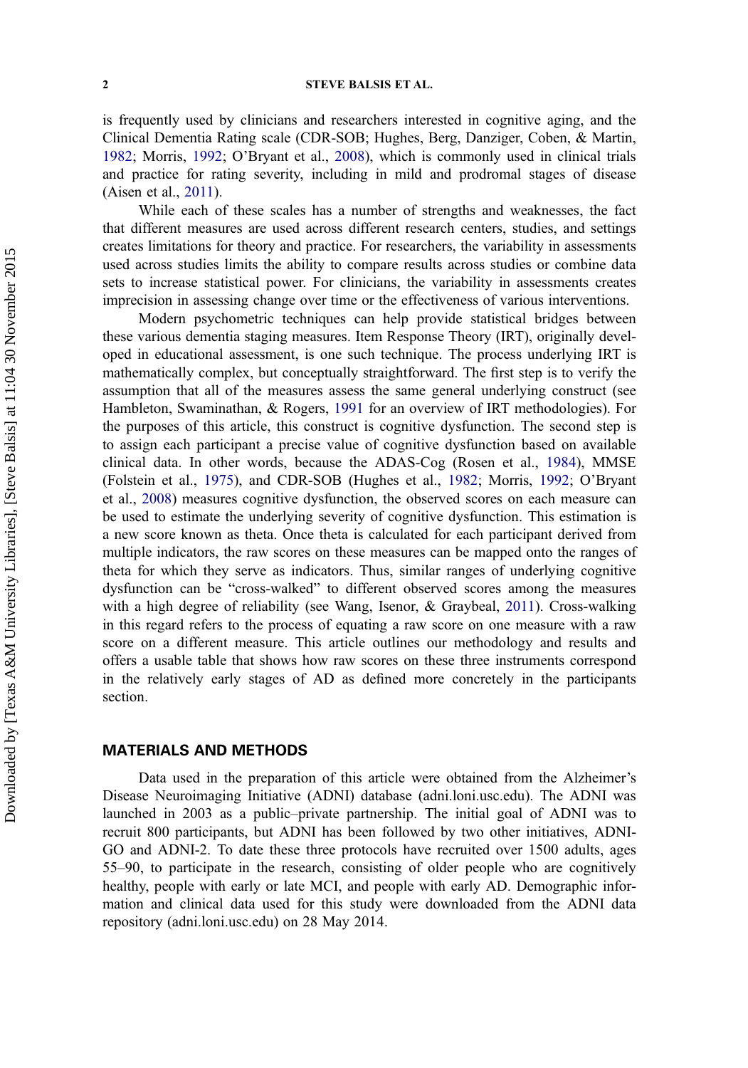is frequently used by clinicians and researchers interested in cognitive aging, and the Clinical Dementia Rating scale (CDR-SOB; Hughes, Berg, Danziger, Coben, & Martin, 1982; Morris, 1992; O'Bryant et al., 2008), which is commonly used in clinical trials and practice for rating severity, including in mild and prodromal stages of disease (Aisen et al., 2011).

While each of these scales has a number of strengths and weaknesses, the fact that different measures are used across different research centers, studies, and settings creates limitations for theory and practice. For researchers, the variability in assessments used across studies limits the ability to compare results across studies or combine data sets to increase statistical power. For clinicians, the variability in assessments creates imprecision in assessing change over time or the effectiveness of various interventions.

Modern psychometric techniques can help provide statistical bridges between these various dementia staging measures. Item Response Theory (IRT), originally developed in educational assessment, is one such technique. The process underlying IRT is mathematically complex, but conceptually straightforward. The first step is to verify the assumption that all of the measures assess the same general underlying construct (see Hambleton, Swaminathan, & Rogers, 1991 for an overview of IRT methodologies). For the purposes of this article, this construct is cognitive dysfunction. The second step is to assign each participant a precise value of cognitive dysfunction based on available clinical data. In other words, because the ADAS-Cog (Rosen et al., 1984), MMSE (Folstein et al., 1975), and CDR-SOB (Hughes et al., 1982; Morris, 1992; O'Bryant et al., 2008) measures cognitive dysfunction, the observed scores on each measure can be used to estimate the underlying severity of cognitive dysfunction. This estimation is a new score known as theta. Once theta is calculated for each participant derived from multiple indicators, the raw scores on these measures can be mapped onto the ranges of theta for which they serve as indicators. Thus, similar ranges of underlying cognitive dysfunction can be "cross-walked" to different observed scores among the measures with a high degree of reliability (see Wang, Isenor, & Graybeal, 2011). Cross-walking in this regard refers to the process of equating a raw score on one measure with a raw score on a different measure. This article outlines our methodology and results and offers a usable table that shows how raw scores on these three instruments correspond in the relatively early stages of AD as defined more concretely in the participants section.

## MATERIALS AND METHODS

Data used in the preparation of this article were obtained from the Alzheimer's Disease Neuroimaging Initiative (ADNI) database (adni.loni.usc.edu). The ADNI was launched in 2003 as a public–private partnership. The initial goal of ADNI was to recruit 800 participants, but ADNI has been followed by two other initiatives, ADNI-GO and ADNI-2. To date these three protocols have recruited over 1500 adults, ages 55–90, to participate in the research, consisting of older people who are cognitively healthy, people with early or late MCI, and people with early AD. Demographic information and clinical data used for this study were downloaded from the ADNI data repository (adni.loni.usc.edu) on 28 May 2014.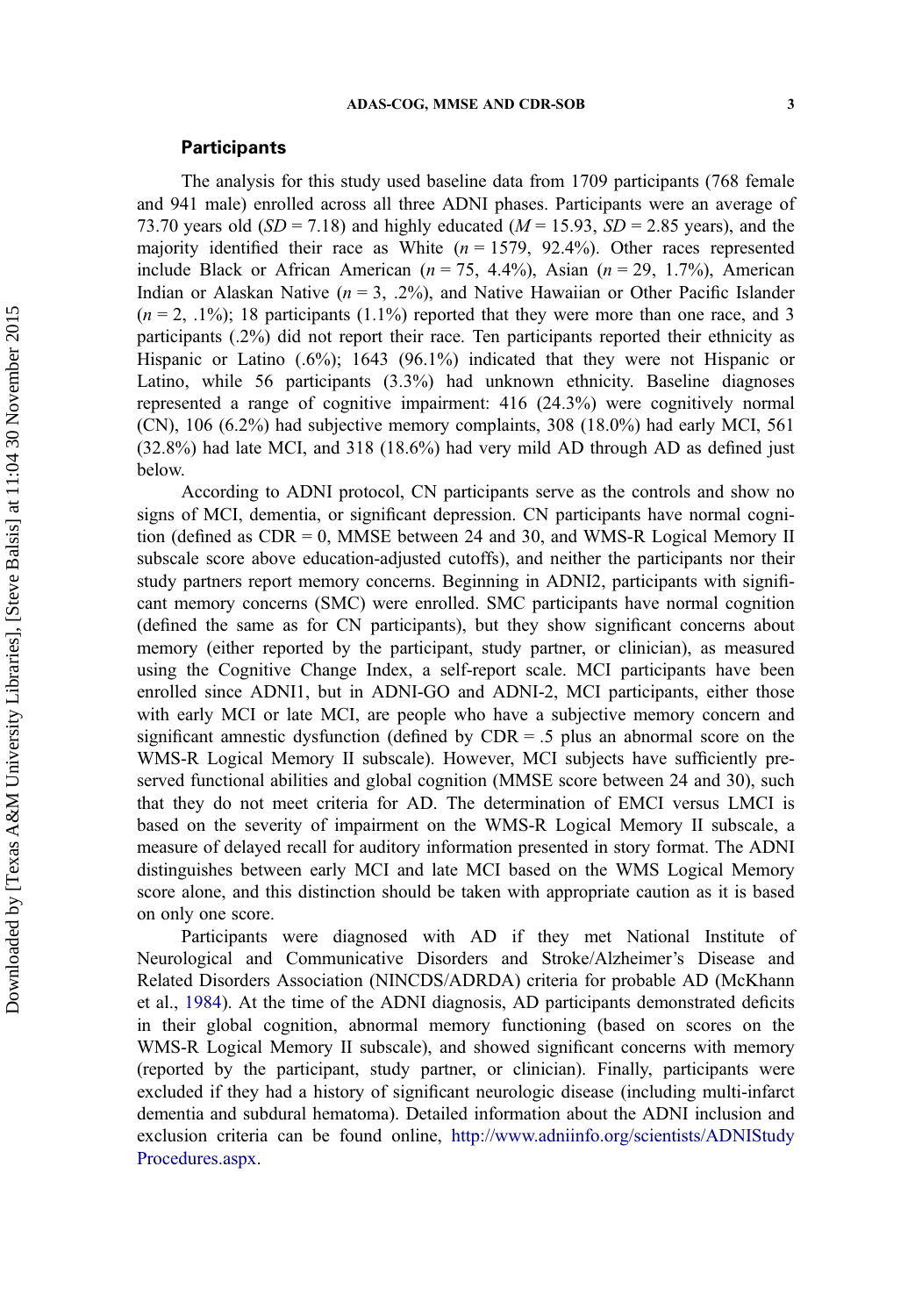## Participants

The analysis for this study used baseline data from 1709 participants (768 female and 941 male) enrolled across all three ADNI phases. Participants were an average of 73.70 years old ($SD = 7.18$) and highly educated ($M = 15.93$, $SD = 2.85$ years), and the majority identified their race as White ($n = 1579$, 92.4%). Other races represented include Black or African American ($n = 75$, 4.4%), Asian ($n = 29$, 1.7%), American Indian or Alaskan Native ($n = 3$, .2%), and Native Hawaiian or Other Pacific Islander ($n = 2$, .1%); 18 participants (1.1%) reported that they were more than one race, and 3 participants (.2%) did not report their race. Ten participants reported their ethnicity as Hispanic or Latino (.6%); 1643 (96.1%) indicated that they were not Hispanic or Latino, while 56 participants (3.3%) had unknown ethnicity. Baseline diagnoses represented a range of cognitive impairment: 416 (24.3%) were cognitively normal (CN), 106 (6.2%) had subjective memory complaints, 308 (18.0%) had early MCI, 561 (32.8%) had late MCI, and 318 (18.6%) had very mild AD through AD as defined just below.

According to ADNI protocol, CN participants serve as the controls and show no signs of MCI, dementia, or significant depression. CN participants have normal cognition (defined as CDR = 0, MMSE between 24 and 30, and WMS-R Logical Memory II subscale score above education-adjusted cutoffs), and neither the participants nor their study partners report memory concerns. Beginning in ADNI2, participants with significant memory concerns (SMC) were enrolled. SMC participants have normal cognition (defined the same as for CN participants), but they show significant concerns about memory (either reported by the participant, study partner, or clinician), as measured using the Cognitive Change Index, a self-report scale. MCI participants have been enrolled since ADNI1, but in ADNI-GO and ADNI-2, MCI participants, either those with early MCI or late MCI, are people who have a subjective memory concern and significant amnestic dysfunction (defined by CDR = .5 plus an abnormal score on the WMS-R Logical Memory II subscale). However, MCI subjects have sufficiently preserved functional abilities and global cognition (MMSE score between 24 and 30), such that they do not meet criteria for AD. The determination of EMCI versus LMCI is based on the severity of impairment on the WMS-R Logical Memory II subscale, a measure of delayed recall for auditory information presented in story format. The ADNI distinguishes between early MCI and late MCI based on the WMS Logical Memory score alone, and this distinction should be taken with appropriate caution as it is based on only one score.

Participants were diagnosed with AD if they met National Institute of Neurological and Communicative Disorders and Stroke/Alzheimer's Disease and Related Disorders Association (NINCDS/ADRDA) criteria for probable AD (McKhann et al., 1984). At the time of the ADNI diagnosis, AD participants demonstrated deficits in their global cognition, abnormal memory functioning (based on scores on the WMS-R Logical Memory II subscale), and showed significant concerns with memory (reported by the participant, study partner, or clinician). Finally, participants were excluded if they had a history of significant neurologic disease (including multi-infarct dementia and subdural hematoma). Detailed information about the ADNI inclusion and exclusion criteria can be found online, http://www.adniinfo.org/scientists/ADNIStudyProcedures.aspx.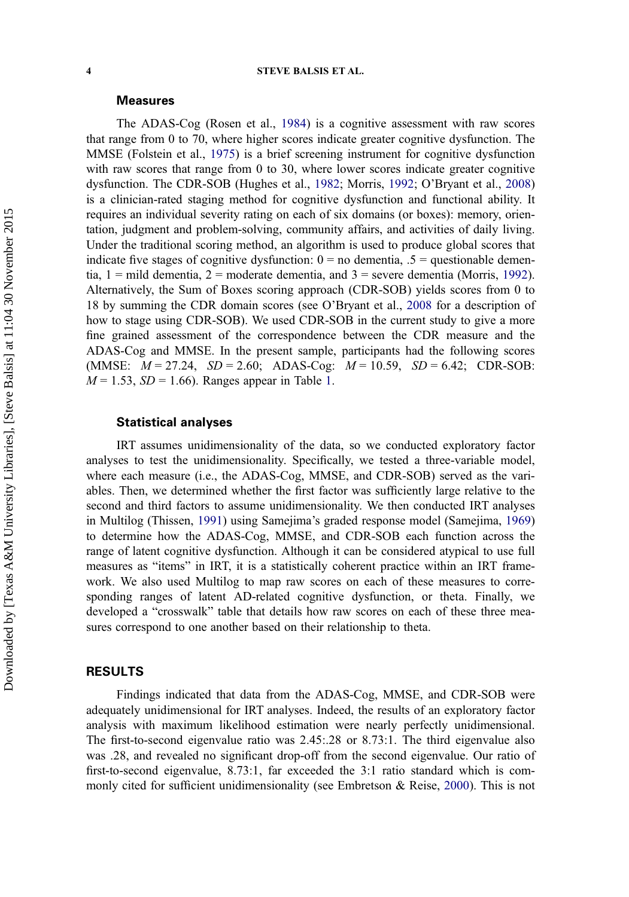### Measures

The ADAS-Cog (Rosen et al., 1984) is a cognitive assessment with raw scores that range from 0 to 70, where higher scores indicate greater cognitive dysfunction. The MMSE (Folstein et al., 1975) is a brief screening instrument for cognitive dysfunction with raw scores that range from 0 to 30, where lower scores indicate greater cognitive dysfunction. The CDR-SOB (Hughes et al., 1982; Morris, 1992; O'Bryant et al., 2008) is a clinician-rated staging method for cognitive dysfunction and functional ability. It requires an individual severity rating on each of six domains (or boxes): memory, orientation, judgment and problem-solving, community affairs, and activities of daily living. Under the traditional scoring method, an algorithm is used to produce global scores that indicate five stages of cognitive dysfunction: 0 = no dementia, .5 = questionable dementia, 1 = mild dementia, 2 = moderate dementia, and 3 = severe dementia (Morris, 1992). Alternatively, the Sum of Boxes scoring approach (CDR-SOB) yields scores from 0 to 18 by summing the CDR domain scores (see O'Bryant et al., 2008 for a description of how to stage using CDR-SOB). We used CDR-SOB in the current study to give a more fine grained assessment of the correspondence between the CDR measure and the ADAS-Cog and MMSE. In the present sample, participants had the following scores (MMSE: $M = 27.24$, $SD = 2.60$; ADAS-Cog: $M = 10.59$, $SD = 6.42$; CDR-SOB: $M = 1.53$, $SD = 1.66$). Ranges appear in Table 1.

### Statistical analyses

IRT assumes unidimensionality of the data, so we conducted exploratory factor analyses to test the unidimensionality. Specifically, we tested a three-variable model, where each measure (i.e., the ADAS-Cog, MMSE, and CDR-SOB) served as the variables. Then, we determined whether the first factor was sufficiently large relative to the second and third factors to assume unidimensionality. We then conducted IRT analyses in Multilog (Thissen, 1991) using Samejima's graded response model (Samejima, 1969) to determine how the ADAS-Cog, MMSE, and CDR-SOB each function across the range of latent cognitive dysfunction. Although it can be considered atypical to use full measures as "items" in IRT, it is a statistically coherent practice within an IRT framework. We also used Multilog to map raw scores on each of these measures to corresponding ranges of latent AD-related cognitive dysfunction, or theta. Finally, we developed a "crosswalk" table that details how raw scores on each of these three measures correspond to one another based on their relationship to theta.

## RESULTS

Findings indicated that data from the ADAS-Cog, MMSE, and CDR-SOB were adequately unidimensional for IRT analyses. Indeed, the results of an exploratory factor analysis with maximum likelihood estimation were nearly perfectly unidimensional. The first-to-second eigenvalue ratio was 2.45:.28 or 8.73:1. The third eigenvalue also was .28, and revealed no significant drop-off from the second eigenvalue. Our ratio of first-to-second eigenvalue, 8.73:1, far exceeded the 3:1 ratio standard which is commonly cited for sufficient unidimensionality (see Embretson & Reise, 2000). This is not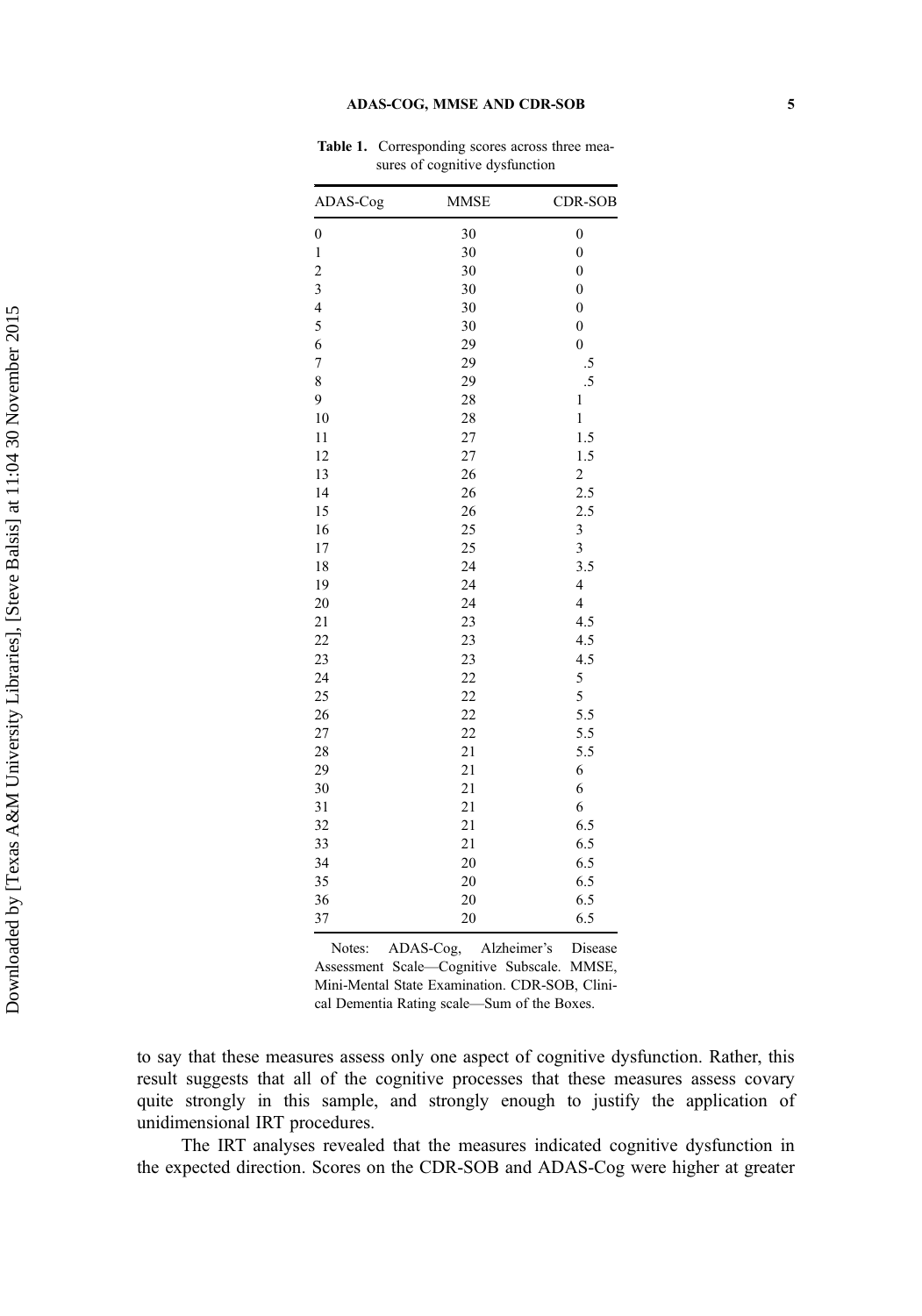**Table 1.** Corresponding scores across three measures of cognitive dysfunction

| ADAS-Cog | MMSE | CDR-SOB |
|---|---|---|
| 0 | 30 | 0 |
| 1 | 30 | 0 |
| 2 | 30 | 0 |
| 3 | 30 | 0 |
| 4 | 30 | 0 |
| 5 | 30 | 0 |
| 6 | 29 | 0 |
| 7 | 29 | .5 |
| 8 | 29 | .5 |
| 9 | 28 | 1 |
| 10 | 28 | 1 |
| 11 | 27 | 1.5 |
| 12 | 27 | 1.5 |
| 13 | 26 | 2 |
| 14 | 26 | 2.5 |
| 15 | 26 | 2.5 |
| 16 | 25 | 3 |
| 17 | 25 | 3 |
| 18 | 24 | 3.5 |
| 19 | 24 | 4 |
| 20 | 24 | 4 |
| 21 | 23 | 4.5 |
| 22 | 23 | 4.5 |
| 23 | 23 | 4.5 |
| 24 | 22 | 5 |
| 25 | 22 | 5 |
| 26 | 22 | 5.5 |
| 27 | 22 | 5.5 |
| 28 | 21 | 5.5 |
| 29 | 21 | 6 |
| 30 | 21 | 6 |
| 31 | 21 | 6 |
| 32 | 21 | 6.5 |
| 33 | 21 | 6.5 |
| 34 | 20 | 6.5 |
| 35 | 20 | 6.5 |
| 36 | 20 | 6.5 |
| 37 | 20 | 6.5 |

Notes: ADAS-Cog, Alzheimer's Disease Assessment Scale—Cognitive Subscale. MMSE, Mini-Mental State Examination. CDR-SOB, Clinical Dementia Rating scale—Sum of the Boxes.

to say that these measures assess only one aspect of cognitive dysfunction. Rather, this result suggests that all of the cognitive processes that these measures assess covary quite strongly in this sample, and strongly enough to justify the application of unidimensional IRT procedures.

The IRT analyses revealed that the measures indicated cognitive dysfunction in the expected direction. Scores on the CDR-SOB and ADAS-Cog were higher at greater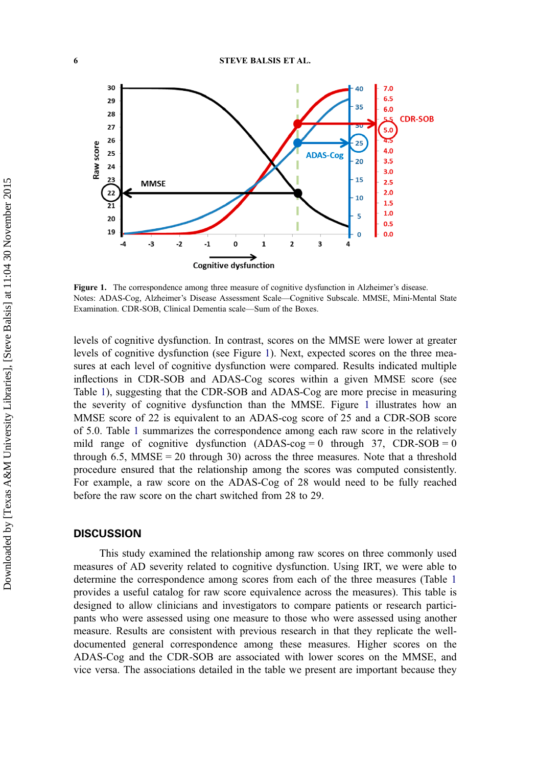Figure 1. The correspondence among three measure of cognitive dysfunction in Alzheimer's disease.
Notes: ADAS-Cog, Alzheimer's Disease Assessment Scale—Cognitive Subscale. MMSE, Mini-Mental State Examination. CDR-SOB, Clinical Dementia scale—Sum of the Boxes.

levels of cognitive dysfunction. In contrast, scores on the MMSE were lower at greater levels of cognitive dysfunction (see Figure 1). Next, expected scores on the three measures at each level of cognitive dysfunction were compared. Results indicated multiple inflections in CDR-SOB and ADAS-Cog scores within a given MMSE score (see Table 1), suggesting that the CDR-SOB and ADAS-Cog are more precise in measuring the severity of cognitive dysfunction than the MMSE. Figure 1 illustrates how an MMSE score of 22 is equivalent to an ADAS-cog score of 25 and a CDR-SOB score of 5.0. Table 1 summarizes the correspondence among each raw score in the relatively mild range of cognitive dysfunction (ADAS-cog = 0 through 37, CDR-SOB = 0 through 6.5, MMSE = 20 through 30) across the three measures. Note that a threshold procedure ensured that the relationship among the scores was computed consistently. For example, a raw score on the ADAS-Cog of 28 would need to be fully reached before the raw score on the chart switched from 28 to 29.

## DISCUSSION

This study examined the relationship among raw scores on three commonly used measures of AD severity related to cognitive dysfunction. Using IRT, we were able to determine the correspondence among scores from each of the three measures (Table 1 provides a useful catalog for raw score equivalence across the measures). This table is designed to allow clinicians and investigators to compare patients or research participants who were assessed using one measure to those who were assessed using another measure. Results are consistent with previous research in that they replicate the well-documented general correspondence among these measures. Higher scores on the ADAS-Cog and the CDR-SOB are associated with lower scores on the MMSE, and vice versa. The associations detailed in the table we present are important because they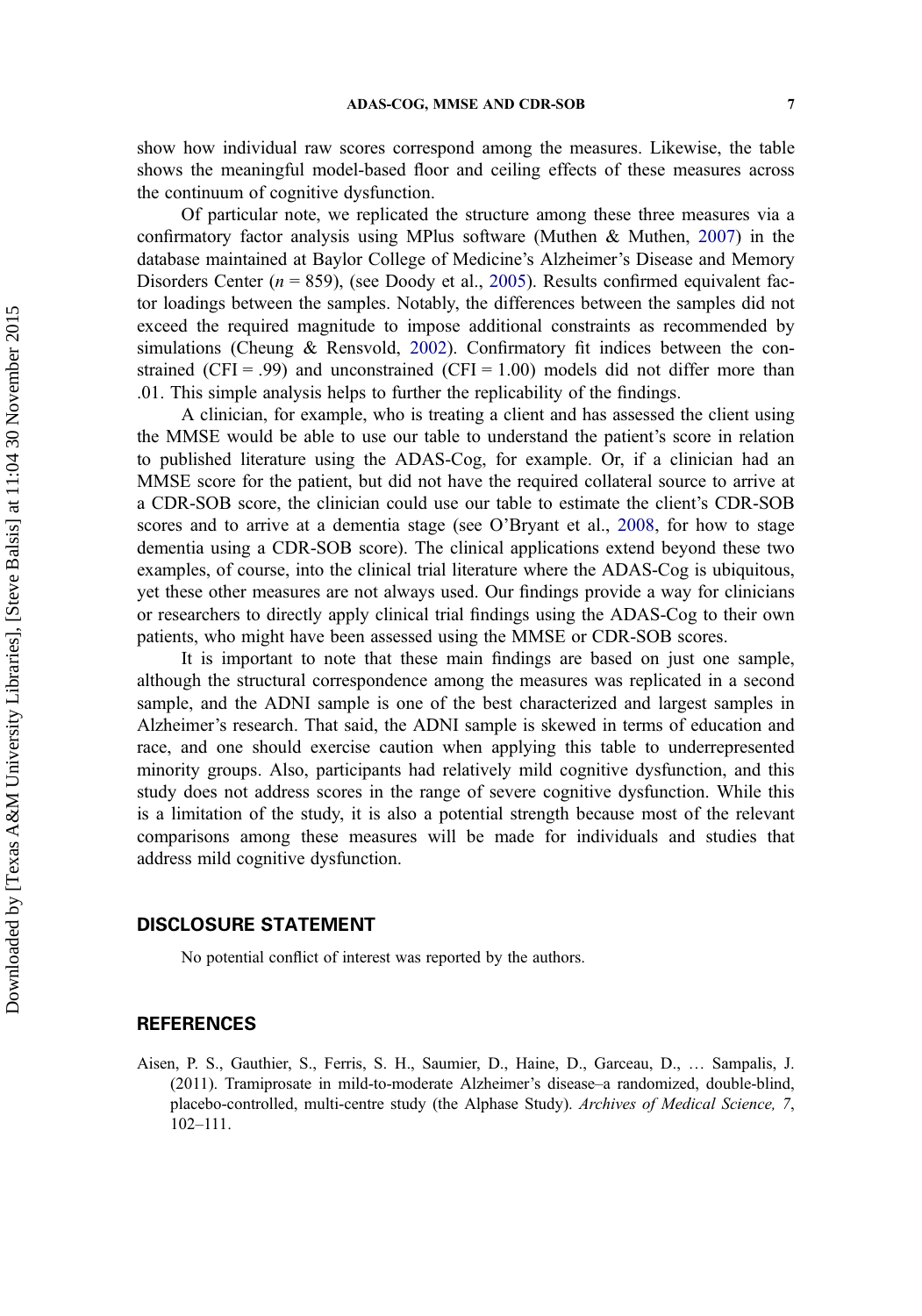show how individual raw scores correspond among the measures. Likewise, the table shows the meaningful model-based floor and ceiling effects of these measures across the continuum of cognitive dysfunction.

Of particular note, we replicated the structure among these three measures via a confirmatory factor analysis using MPlus software (Muthen & Muthen, 2007) in the database maintained at Baylor College of Medicine's Alzheimer's Disease and Memory Disorders Center ($n = 859$), (see Doody et al., 2005). Results confirmed equivalent factor loadings between the samples. Notably, the differences between the samples did not exceed the required magnitude to impose additional constraints as recommended by simulations (Cheung & Rensvold, 2002). Confirmatory fit indices between the constrained (CFI = .99) and unconstrained (CFI = 1.00) models did not differ more than .01. This simple analysis helps to further the replicability of the findings.

A clinician, for example, who is treating a client and has assessed the client using the MMSE would be able to use our table to understand the patient's score in relation to published literature using the ADAS-Cog, for example. Or, if a clinician had an MMSE score for the patient, but did not have the required collateral source to arrive at a CDR-SOB score, the clinician could use our table to estimate the client's CDR-SOB scores and to arrive at a dementia stage (see O'Bryant et al., 2008, for how to stage dementia using a CDR-SOB score). The clinical applications extend beyond these two examples, of course, into the clinical trial literature where the ADAS-Cog is ubiquitous, yet these other measures are not always used. Our findings provide a way for clinicians or researchers to directly apply clinical trial findings using the ADAS-Cog to their own patients, who might have been assessed using the MMSE or CDR-SOB scores.

It is important to note that these main findings are based on just one sample, although the structural correspondence among the measures was replicated in a second sample, and the ADNI sample is one of the best characterized and largest samples in Alzheimer's research. That said, the ADNI sample is skewed in terms of education and race, and one should exercise caution when applying this table to underrepresented minority groups. Also, participants had relatively mild cognitive dysfunction, and this study does not address scores in the range of severe cognitive dysfunction. While this is a limitation of the study, it is also a potential strength because most of the relevant comparisons among these measures will be made for individuals and studies that address mild cognitive dysfunction.

## DISCLOSURE STATEMENT

No potential conflict of interest was reported by the authors.

## REFERENCES

Aisen, P. S., Gauthier, S., Ferris, S. H., Saumier, D., Haine, D., Garceau, D., … Sampalis, J. (2011). Tramiprosate in mild-to-moderate Alzheimer's disease–a randomized, double-blind, placebo-controlled, multi-centre study (the Alphase Study). *Archives of Medical Science, 7*, 102–111.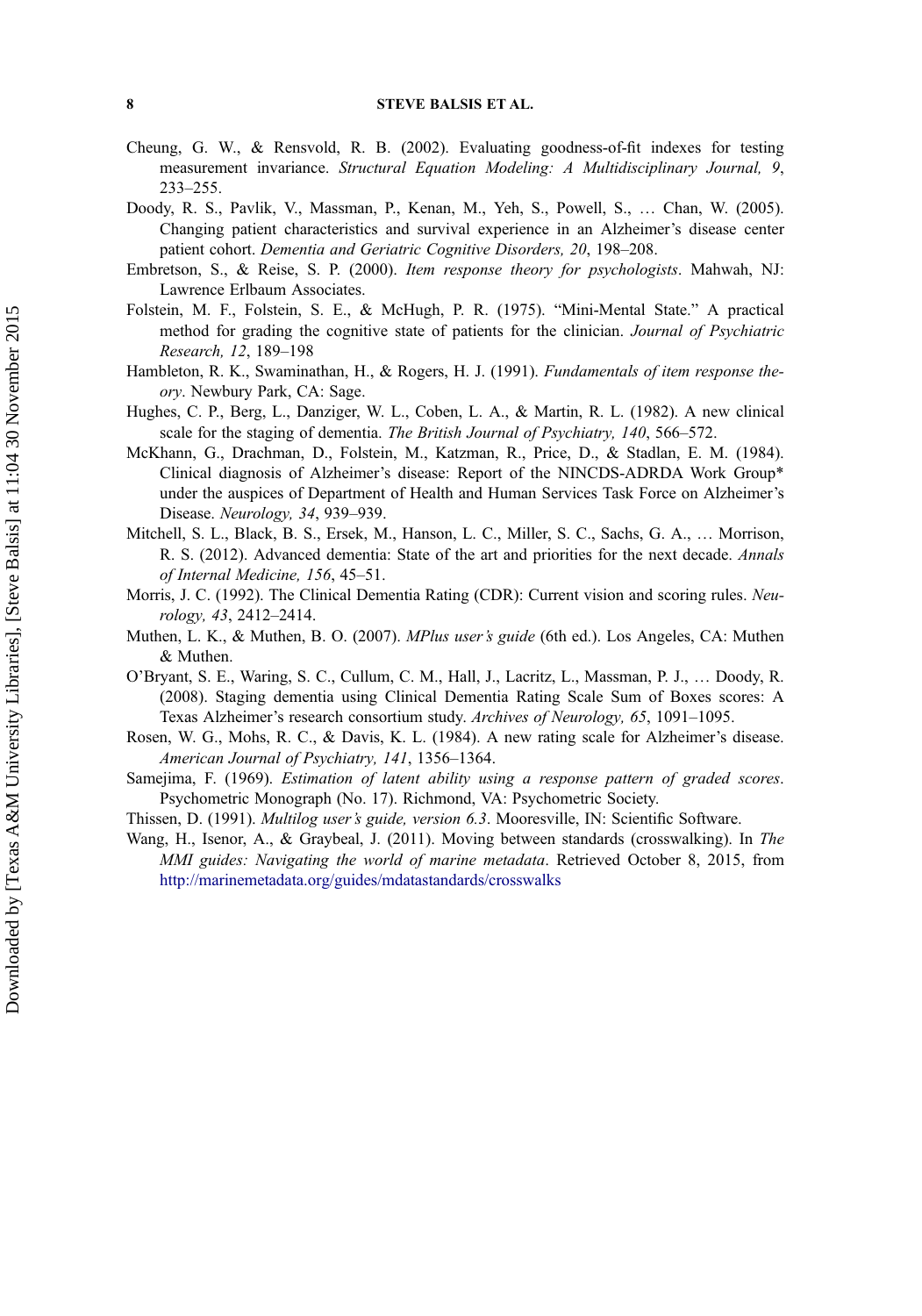Cheung, G. W., & Rensvold, R. B. (2002). Evaluating goodness-of-fit indexes for testing measurement invariance. *Structural Equation Modeling: A Multidisciplinary Journal, 9*, 233–255.

Doody, R. S., Pavlik, V., Massman, P., Kenan, M., Yeh, S., Powell, S., … Chan, W. (2005). Changing patient characteristics and survival experience in an Alzheimer's disease center patient cohort. *Dementia and Geriatric Cognitive Disorders, 20*, 198–208.

Embretson, S., & Reise, S. P. (2000). *Item response theory for psychologists*. Mahwah, NJ: Lawrence Erlbaum Associates.

Folstein, M. F., Folstein, S. E., & McHugh, P. R. (1975). "Mini-Mental State." A practical method for grading the cognitive state of patients for the clinician. *Journal of Psychiatric Research, 12*, 189–198

Hambleton, R. K., Swaminathan, H., & Rogers, H. J. (1991). *Fundamentals of item response theory*. Newbury Park, CA: Sage.

Hughes, C. P., Berg, L., Danziger, W. L., Coben, L. A., & Martin, R. L. (1982). A new clinical scale for the staging of dementia. *The British Journal of Psychiatry, 140*, 566–572.

McKhann, G., Drachman, D., Folstein, M., Katzman, R., Price, D., & Stadlan, E. M. (1984). Clinical diagnosis of Alzheimer's disease: Report of the NINCDS-ADRDA Work Group* under the auspices of Department of Health and Human Services Task Force on Alzheimer's Disease. *Neurology, 34*, 939–939.

Mitchell, S. L., Black, B. S., Ersek, M., Hanson, L. C., Miller, S. C., Sachs, G. A., … Morrison, R. S. (2012). Advanced dementia: State of the art and priorities for the next decade. *Annals of Internal Medicine, 156*, 45–51.

Morris, J. C. (1992). The Clinical Dementia Rating (CDR): Current vision and scoring rules. *Neurology, 43*, 2412–2414.

Muthen, L. K., & Muthen, B. O. (2007). *MPlus user's guide* (6th ed.). Los Angeles, CA: Muthen & Muthen.

O'Bryant, S. E., Waring, S. C., Cullum, C. M., Hall, J., Lacritz, L., Massman, P. J., … Doody, R. (2008). Staging dementia using Clinical Dementia Rating Scale Sum of Boxes scores: A Texas Alzheimer's research consortium study. *Archives of Neurology, 65*, 1091–1095.

Rosen, W. G., Mohs, R. C., & Davis, K. L. (1984). A new rating scale for Alzheimer's disease. *American Journal of Psychiatry, 141*, 1356–1364.

Samejima, F. (1969). *Estimation of latent ability using a response pattern of graded scores*. Psychometric Monograph (No. 17). Richmond, VA: Psychometric Society.

Thissen, D. (1991). *Multilog user's guide, version 6.3*. Mooresville, IN: Scientific Software.

Wang, H., Isenor, A., & Graybeal, J. (2011). Moving between standards (crosswalking). In *The MMI guides: Navigating the world of marine metadata*. Retrieved October 8, 2015, from http://marinemetadata.org/guides/mdatastandards/crosswalks